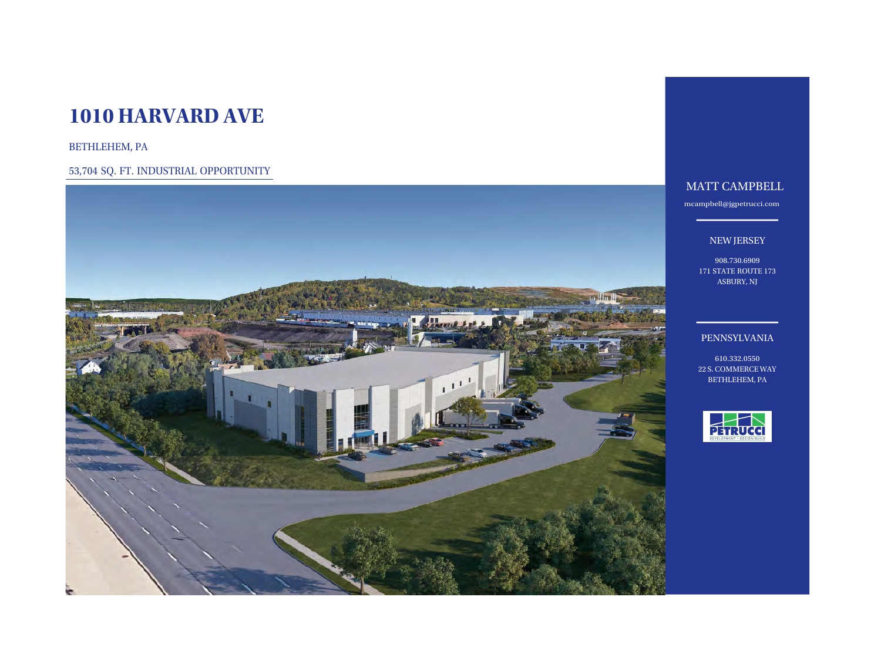# 1010 HARVARD AVE

BETHLEHEM, PA

53,704 SQ. FT. INDUSTRIAL OPPORTUNITY

MATT CAMPBELL

mcampbell@jgpetrucci.com

NEW JERSEY

908.730.6909
171 STATE ROUTE 173
ASBURY, NJ

PENNSYLVANIA

610.332.0550
22 S. COMMERCE WAY
BETHLEHEM, PA

PETRUCCI
DEVELOPMENT • DESIGN/BUILD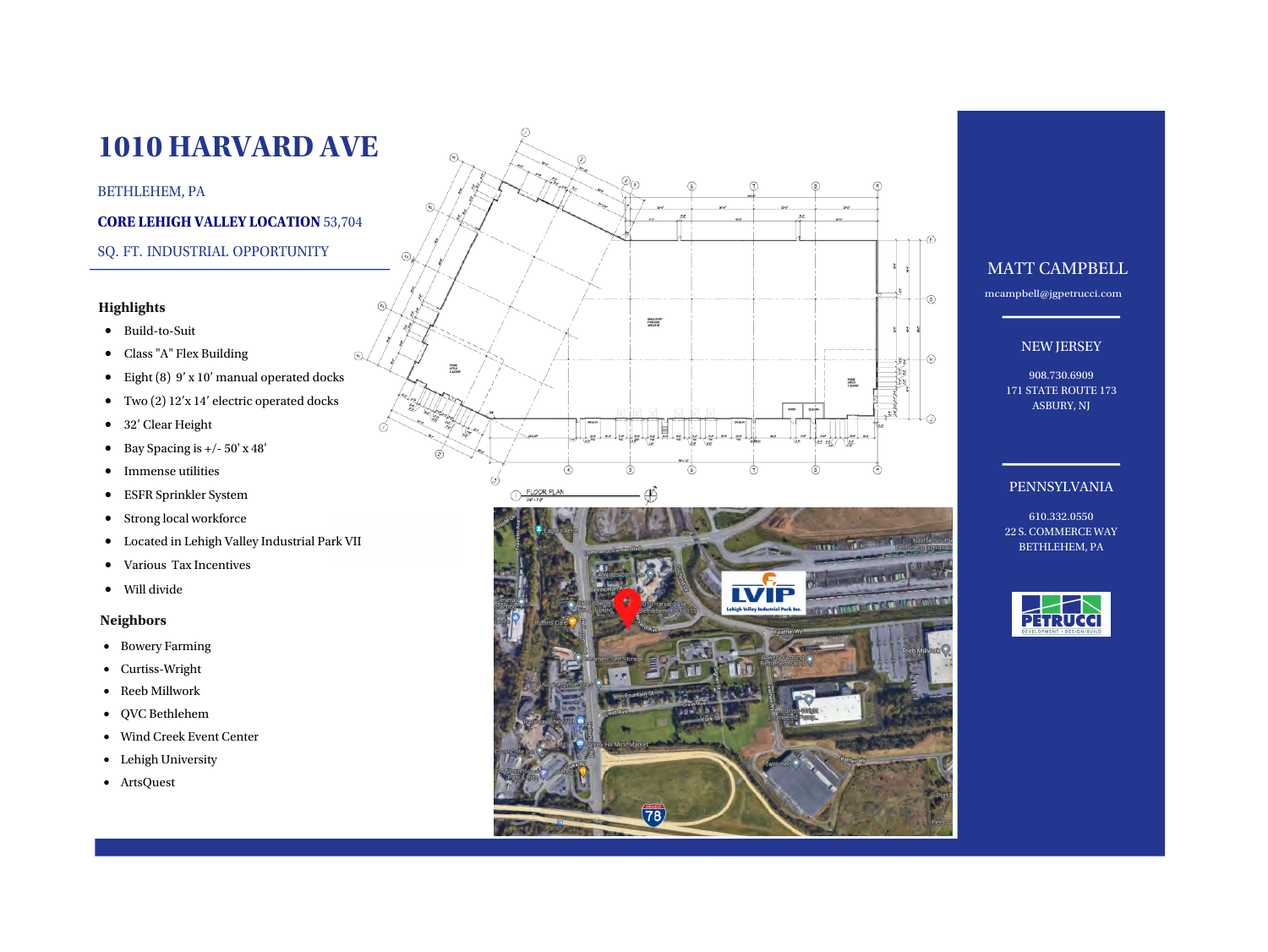# 1010 HARVARD AVE

BETHLEHEM, PA

**CORE LEHIGH VALLEY LOCATION** 53,704

SQ. FT. INDUSTRIAL OPPORTUNITY

### Highlights

- Build-to-Suit
- Class "A" Flex Building
- Eight (8) 9′ x 10′ manual operated docks
- Two (2) 12′x 14′ electric operated docks
- 32′ Clear Height
- Bay Spacing is +/- 50′ x 48′
- Immense utilities
- ESFR Sprinkler System
- Strong local workforce
- Located in Lehigh Valley Industrial Park VII
- Various Tax Incentives
- Will divide

### Neighbors

- Bowery Farming
- Curtiss-Wright
- Reeb Millwork
- QVC Bethlehem
- Wind Creek Event Center
- Lehigh University
- ArtsQuest

FLOOR PLAN

## MATT CAMPBELL

mcampbell@jgpetrucci.com

### NEW JERSEY

908.730.6909
171 STATE ROUTE 173
ASBURY, NJ

### PENNSYLVANIA

610.332.0550
22 S. COMMERCE WAY
BETHLEHEM, PA

PETRUCCI
DEVELOPMENT • DESIGN/BUILD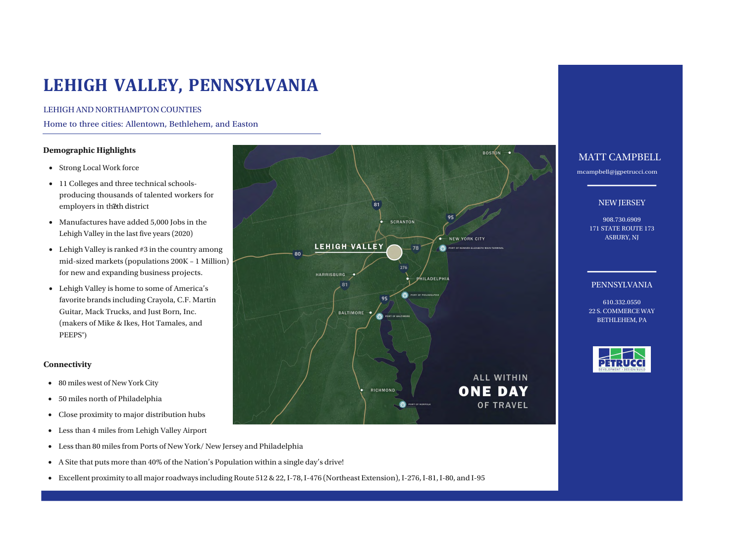# LEHIGH VALLEY, PENNSYLVANIA

LEHIGH AND NORTHAMPTON COUNTIES

Home to three cities: Allentown, Bethlehem, and Easton

**Demographic Highlights**

- Strong Local Work force
- 11 Colleges and three technical schools-producing thousands of talented workers for employers in the 7th district
- Manufactures have added 5,000 Jobs in the Lehigh Valley in the last five years (2020)
- Lehigh Valley is ranked #3 in the country among mid-sized markets (populations 200K – 1 Million) for new and expanding business projects.
- Lehigh Valley is home to some of America's favorite brands including Crayola, C.F. Martin Guitar, Mack Trucks, and Just Born, Inc. (makers of Mike & Ikes, Hot Tamales, and PEEPS®)

BOSTON
81
SCRANTON
95
NEW YORK CITY
LEHIGH VALLEY
78
80
PORT OF NEWARK-ELIZABETH MAIN TERMINAL
276
HARRISBURG
PHILADELPHIA
81
PORT OF PHILADELPHIA
95
BALTIMORE
PORT OF BALTIMORE
RICHMOND
PORT OF NORFOLK
ALL WITHIN
ONE DAY
OF TRAVEL

**Connectivity**

- 80 miles west of New York City
- 50 miles north of Philadelphia
- Close proximity to major distribution hubs
- Less than 4 miles from Lehigh Valley Airport
- Less than 80 miles from Ports of New York/ New Jersey and Philadelphia
- A Site that puts more than 40% of the Nation's Population within a single day's drive!
- Excellent proximity to all major roadways including Route 512 & 22, I-78, I-476 (Northeast Extension), I-276, I-81, I-80, and I-95

MATT CAMPBELL

mcampbell@jgpetrucci.com

NEW JERSEY

908.730.6909
171 STATE ROUTE 173
ASBURY, NJ

PENNSYLVANIA

610.332.0550
22 S. COMMERCE WAY
BETHLEHEM, PA

PETRUCCI
DEVELOPMENT • DESIGN/BUILD